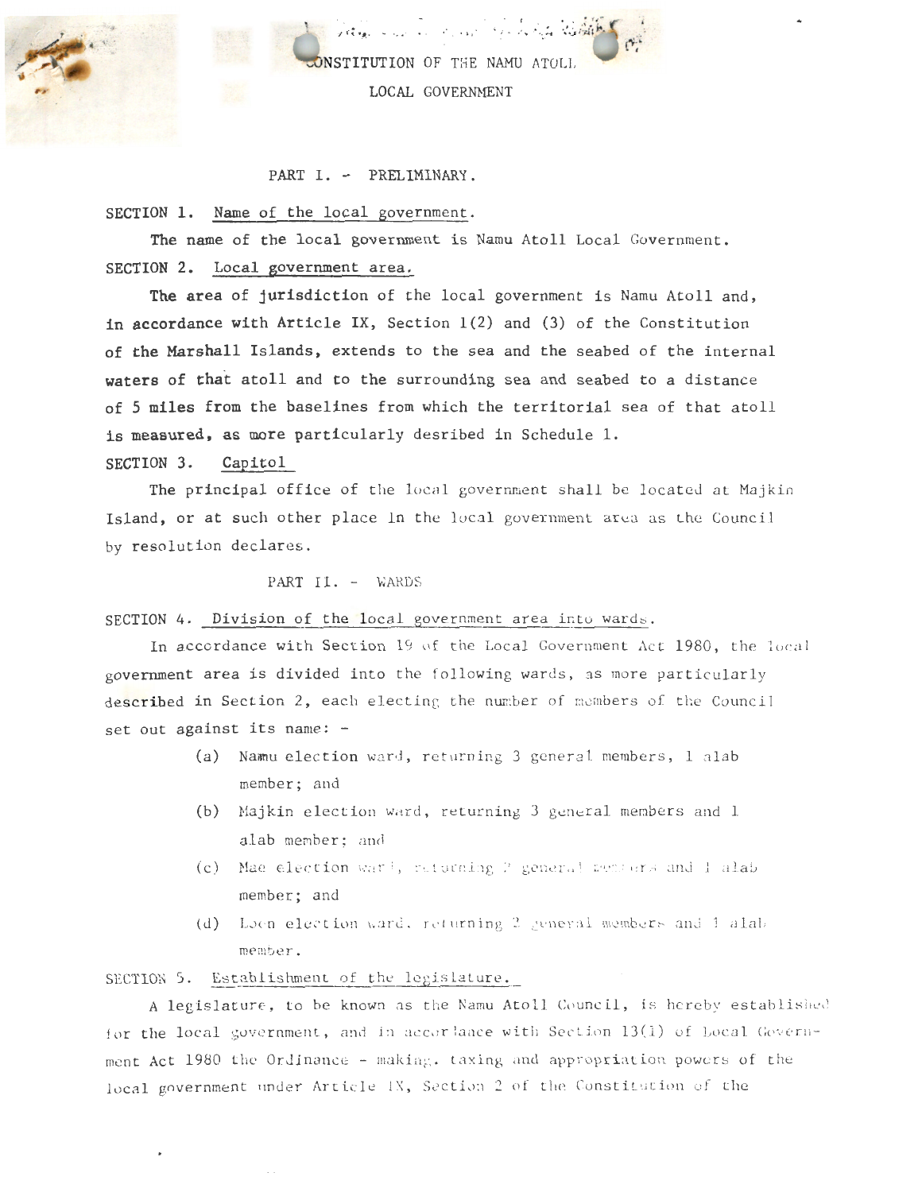# CONSTITUTION OF THE NAMU ATOLL LOCAL GOVERNMENT

## PART I. - PRELIMINARY.

SECTION 1. Name of the local government.

The name of the local government is Namu Atoll Local Government.

SECTION 2. Local government area.

The area of jurisdiction of the local government is Namu Atoll and, in accordance with Article IX, Section 1(2) and (3) of the Constitution of the Marshall Islands, extends to the sea and the seabed of the internal waters of that atoll and to the surrounding sea and seabed to a distance of 5 miles from the baselines from which the territorial sea of that atoll is measured, as more particularly desribed in Schedule 1.

SECTION 3. Capitol

The principal office of the local government shall be located at Majkin Island, or at such other place in the local government area as the Council by resolution declares.

## PART II. - WARDS

SECTION 4. Division of the local government area into wards.

In accordance with Section 19 of the Local Government Act 1980, the local government area is divided into the following wards, as more particularly described in Section 2, each electing the number of members of the Council set out against its name: -

(a) Namu election ward, returning 3 general members, 1 alab member; and

(b) Majkin election ward, returning 3 general members and 1 alab member; and

(c) Mae election ward, returning 2 general members and 1 alab member; and

(d) Loen election ward, returning 2 general members and 1 alab member.

SECTION 5. Establishment of the legislature.

A legislature, to be known as the Namu Atoll Council, is hereby established for the local government, and in accordance with Section 13(1) of Local Government Act 1980 the Ordinance - making, taxing and appropriation powers of the local government under Article IX, Section 2 of the Constitution of the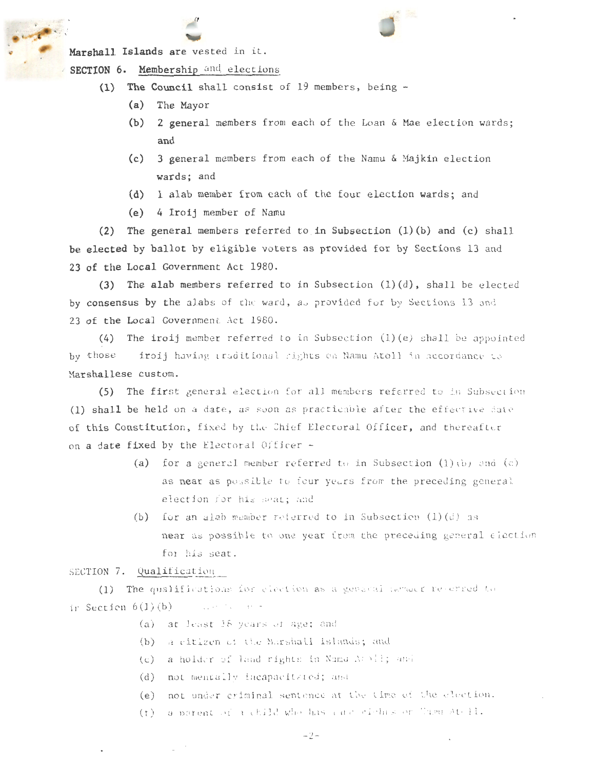Marshall Islands are vested in it.

SECTION 6. Membership and elections

(1) The Council shall consist of 19 members, being -

(a) The Mayor

(b) 2 general members from each of the Loan & Mae election wards; and

(c) 3 general members from each of the Namu & Majkin election wards; and

(d) 1 alab member from each of the four election wards; and

(e) 4 Iroij member of Namu

(2) The general members referred to in Subsection (1)(b) and (c) shall be elected by ballot by eligible voters as provided for by Sections 13 and 23 of the Local Government Act 1980.

(3) The alab members referred to in Subsection (1)(d), shall be elected by consensus by the alabs of the ward, as provided for by Sections 13 and 23 of the Local Government Act 1980.

(4) The iroij member referred to in Subsection (1)(e) shall be appointed by those iroij having traditional rights on Namu Atoll in accordance to Marshallese custom.

(5) The first general election for all members referred to in Subsection (1) shall be held on a date, as soon as practicable after the effective date of this Constitution, fixed by the Chief Electoral Officer, and thereafter on a date fixed by the Electoral Officer -

(a) for a general member referred to in Subsection (1)(b) and (c) as near as possible to four years from the preceding general election for his seat; and

(b) for an alab member referred to in Subsection (1)(d) as near as possible to one year from the preceding general election for his seat.

SECTION 7. Qualification

(1) The qualifications for election as a general member referred to in Section 6(1)(b) ...

(a) at least 18 years of age; and

(b) a citizen of the Marshall Islands; and

(c) a holder of land rights in Namu Atoll; and

(d) not mentally incapacitated; and

(e) not under criminal sentence at the time of the election.

(f) a parent of a child who has land rights on Namu Atoll.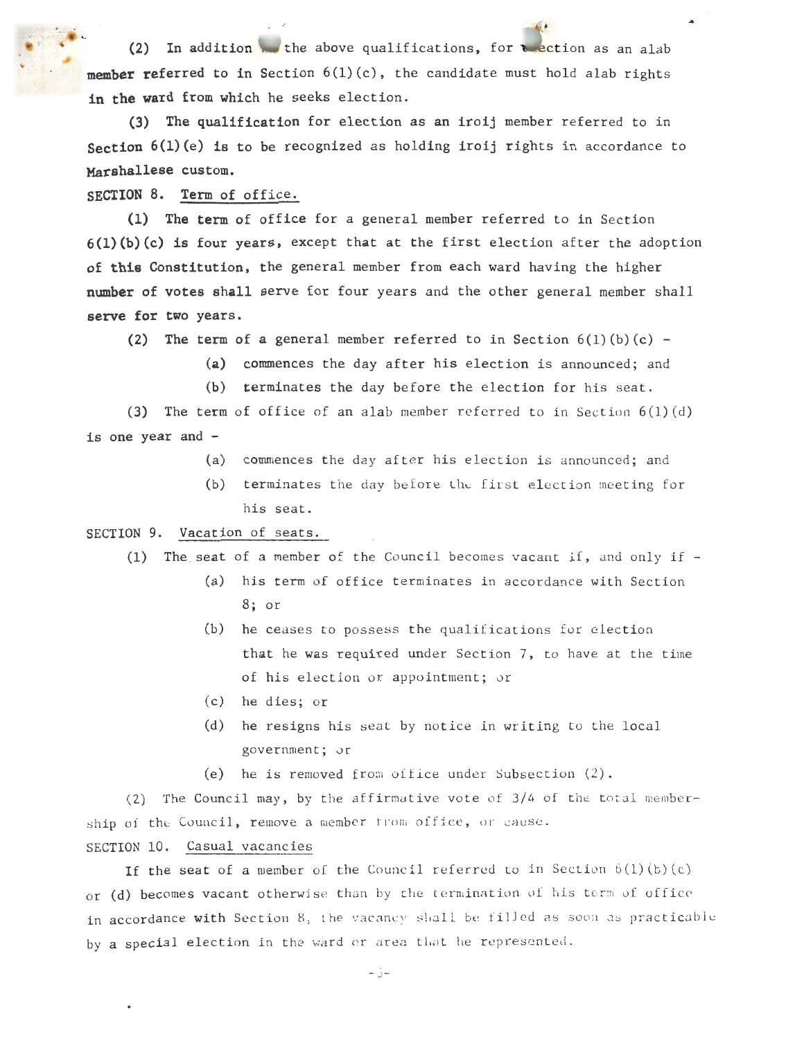(2) In addition to the above qualifications, for election as an alab member referred to in Section 6(1)(c), the candidate must hold alab rights in the ward from which he seeks election.

(3) The qualification for election as an iroij member referred to in Section 6(1)(e) is to be recognized as holding iroij rights in accordance to Marshallese custom.

SECTION 8. Term of office.

(1) The term of office for a general member referred to in Section 6(1)(b)(c) is four years, except that at the first election after the adoption of this Constitution, the general member from each ward having the higher number of votes shall serve for four years and the other general member shall serve for two years.

(2) The term of a general member referred to in Section 6(1)(b)(c) -

(a) commences the day after his election is announced; and

(b) terminates the day before the election for his seat.

(3) The term of office of an alab member referred to in Section 6(1)(d) is one year and -

(a) commences the day after his election is announced; and

(b) terminates the day before the first election meeting for his seat.

SECTION 9. Vacation of seats.

(1) The seat of a member of the Council becomes vacant if, and only if -

(a) his term of office terminates in accordance with Section 8; or

(b) he ceases to possess the qualifications for election that he was required under Section 7, to have at the time of his election or appointment; or

(c) he dies; or

(d) he resigns his seat by notice in writing to the local government; or

(e) he is removed from office under Subsection (2).

(2) The Council may, by the affirmative vote of 3/4 of the total membership of the Council, remove a member from office, or cause.

SECTION 10. Casual vacancies

If the seat of a member of the Council referred to in Section 6(1)(b)(c) or (d) becomes vacant otherwise than by the termination of his term of office in accordance with Section 8, the vacancy shall be filled as soon as practicable by a special election in the ward or area that he represented.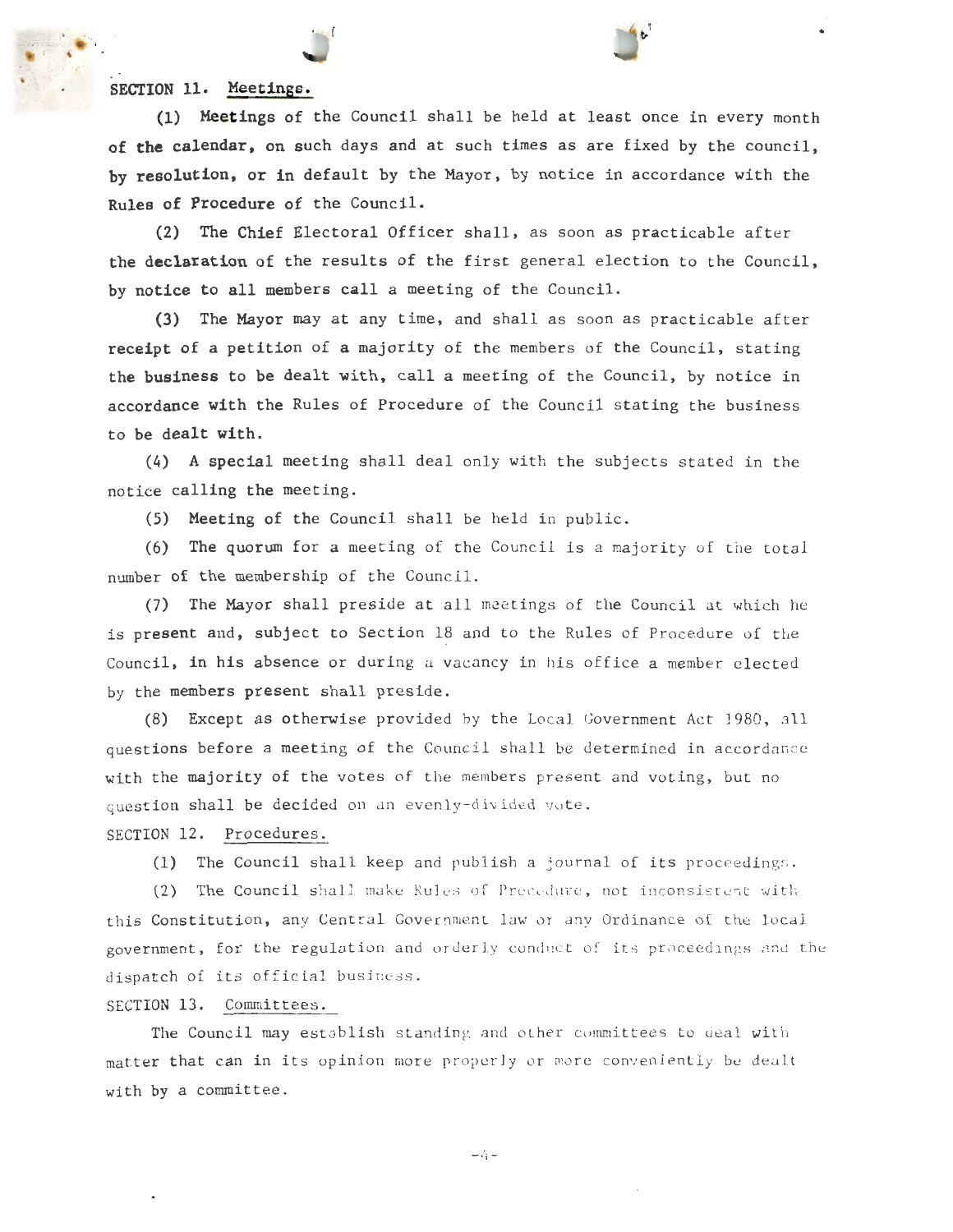## SECTION 11. Meetings.

(1) Meetings of the Council shall be held at least once in every month of the calendar, on such days and at such times as are fixed by the council, by resolution, or in default by the Mayor, by notice in accordance with the Rules of Procedure of the Council.

(2) The Chief Electoral Officer shall, as soon as practicable after the declaration of the results of the first general election to the Council, by notice to all members call a meeting of the Council.

(3) The Mayor may at any time, and shall as soon as practicable after receipt of a petition of a majority of the members of the Council, stating the business to be dealt with, call a meeting of the Council, by notice in accordance with the Rules of Procedure of the Council stating the business to be dealt with.

(4) A special meeting shall deal only with the subjects stated in the notice calling the meeting.

(5) Meeting of the Council shall be held in public.

(6) The quorum for a meeting of the Council is a majority of the total number of the membership of the Council.

(7) The Mayor shall preside at all meetings of the Council at which he is present and, subject to Section 18 and to the Rules of Procedure of the Council, in his absence or during a vacancy in his office a member elected by the members present shall preside.

(8) Except as otherwise provided by the Local Government Act 1980, all questions before a meeting of the Council shall be determined in accordance with the majority of the votes of the members present and voting, but no question shall be decided on an evenly-divided vote.

## SECTION 12. Procedures.

(1) The Council shall keep and publish a journal of its proceedings.

(2) The Council shall make Rules of Procedure, not inconsistent with this Constitution, any Central Government law or any Ordinance of the local government, for the regulation and orderly conduct of its proceedings and the dispatch of its official business.

## SECTION 13. Committees.

The Council may establish standing and other committees to deal with matter that can in its opinion more properly or more conveniently be dealt with by a committee.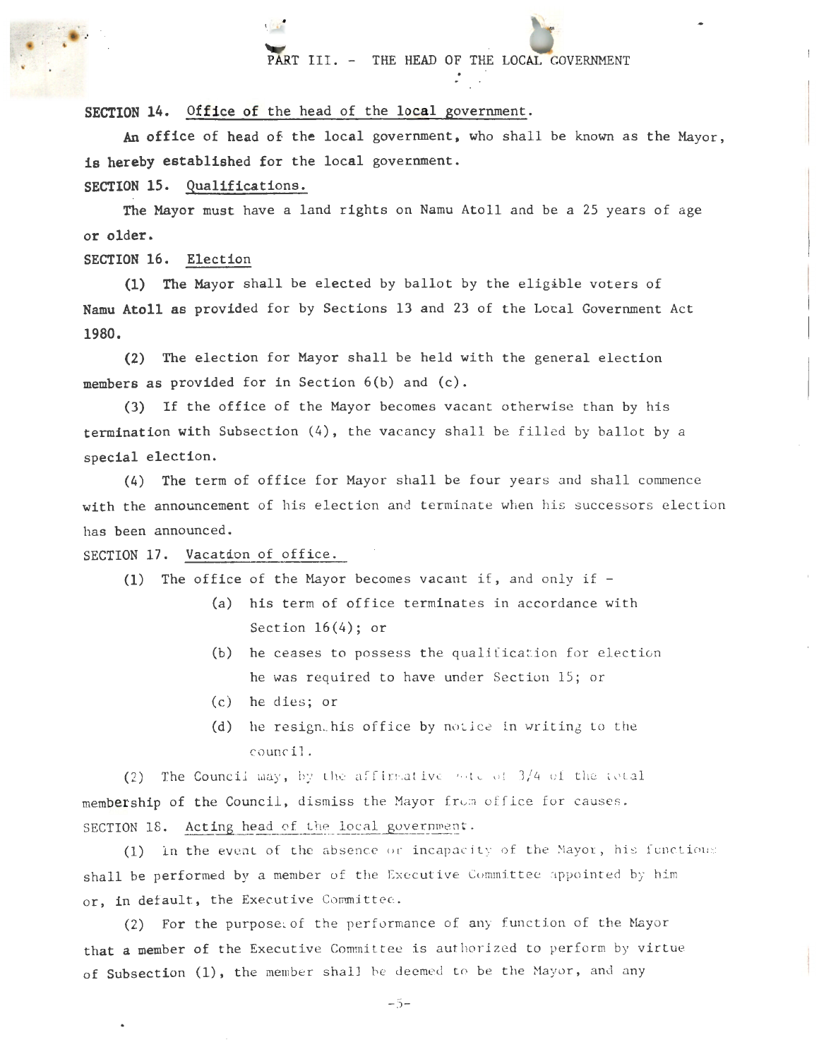## PART III. - THE HEAD OF THE LOCAL GOVERNMENT

**SECTION 14.** Office of the head of the local government.

An office of head of the local government, who shall be known as the Mayor, is hereby established for the local government.

**SECTION 15.** Qualifications.

The Mayor must have a land rights on Namu Atoll and be a 25 years of age or older.

**SECTION 16.** Election

(1) The Mayor shall be elected by ballot by the eligible voters of Namu Atoll as provided for by Sections 13 and 23 of the Local Government Act 1980.

(2) The election for Mayor shall be held with the general election members as provided for in Section 6(b) and (c).

(3) If the office of the Mayor becomes vacant otherwise than by his termination with Subsection (4), the vacancy shall be filled by ballot by a special election.

(4) The term of office for Mayor shall be four years and shall commence with the announcement of his election and terminate when his successors election has been announced.

SECTION 17. Vacation of office.

(1) The office of the Mayor becomes vacant if, and only if -

- (a) his term of office terminates in accordance with Section 16(4); or
- (b) he ceases to possess the qualification for election he was required to have under Section 15; or
- (c) he dies; or
- (d) he resign. his office by notice in writing to the council.

(2) The Council may, by the affirmative vote of 3/4 of the total membership of the Council, dismiss the Mayor from office for causes.

SECTION 18. Acting head of the local government.

(1) In the event of the absence or incapacity of the Mayor, his functions shall be performed by a member of the Executive Committee appointed by him or, in default, the Executive Committee.

(2) For the purpose of the performance of any function of the Mayor that a member of the Executive Committee is authorized to perform by virtue of Subsection (1), the member shall be deemed to be the Mayor, and any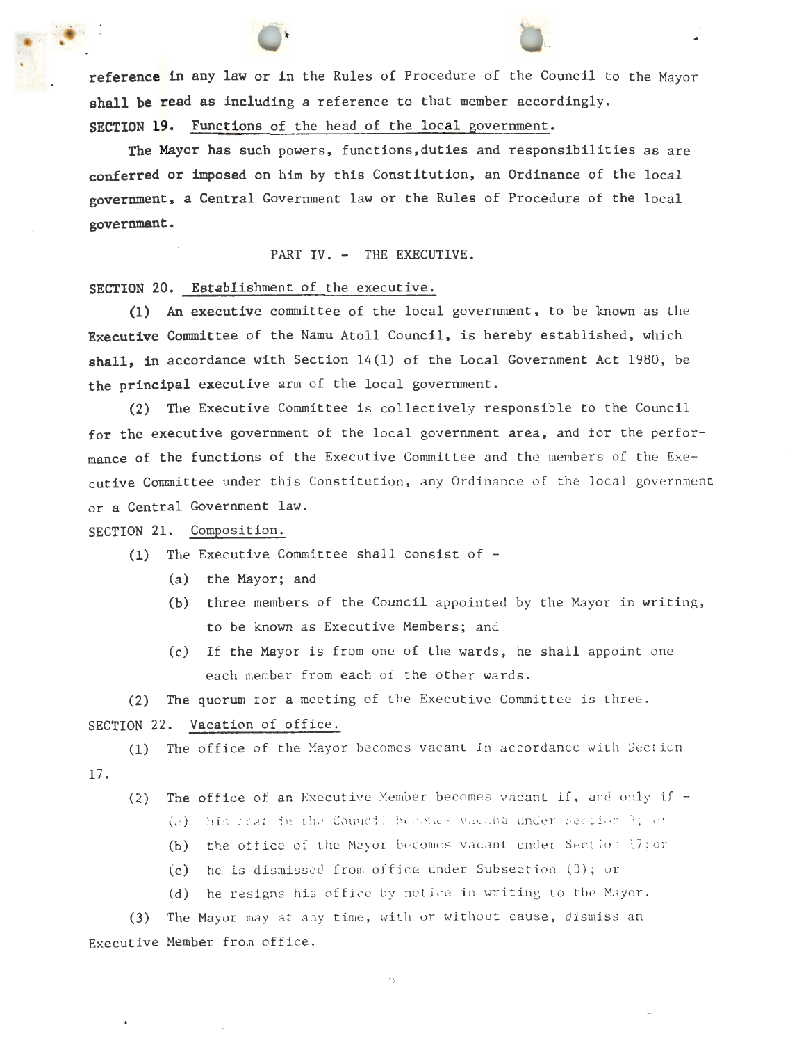reference in any law or in the Rules of Procedure of the Council to the Mayor shall be read as including a reference to that member accordingly.

SECTION 19. Functions of the head of the local government.

The Mayor has such powers, functions, duties and responsibilities as are conferred or imposed on him by this Constitution, an Ordinance of the local government, a Central Government law or the Rules of Procedure of the local government.

PART IV. - THE EXECUTIVE.

SECTION 20. Establishment of the executive.

(1) An executive committee of the local government, to be known as the Executive Committee of the Namu Atoll Council, is hereby established, which shall, in accordance with Section 14(1) of the Local Government Act 1980, be the principal executive arm of the local government.

(2) The Executive Committee is collectively responsible to the Council for the executive government of the local government area, and for the performance of the functions of the Executive Committee and the members of the Executive Committee under this Constitution, any Ordinance of the local government or a Central Government law.

SECTION 21. Composition.

(1) The Executive Committee shall consist of -

(a) the Mayor; and

(b) three members of the Council appointed by the Mayor in writing, to be known as Executive Members; and

(c) If the Mayor is from one of the wards, he shall appoint one each member from each of the other wards.

(2) The quorum for a meeting of the Executive Committee is three.

SECTION 22. Vacation of office.

(1) The office of the Mayor becomes vacant in accordance with Section 17.

(2) The office of an Executive Member becomes vacant if, and only if -

(a) his seat in the Council becomes vacant under Section 9; or

(b) the office of the Mayor becomes vacant under Section 17; or

(c) he is dismissed from office under Subsection (3); or

(d) he resigns his office by notice in writing to the Mayor.

(3) The Mayor may at any time, with or without cause, dismiss an Executive Member from office.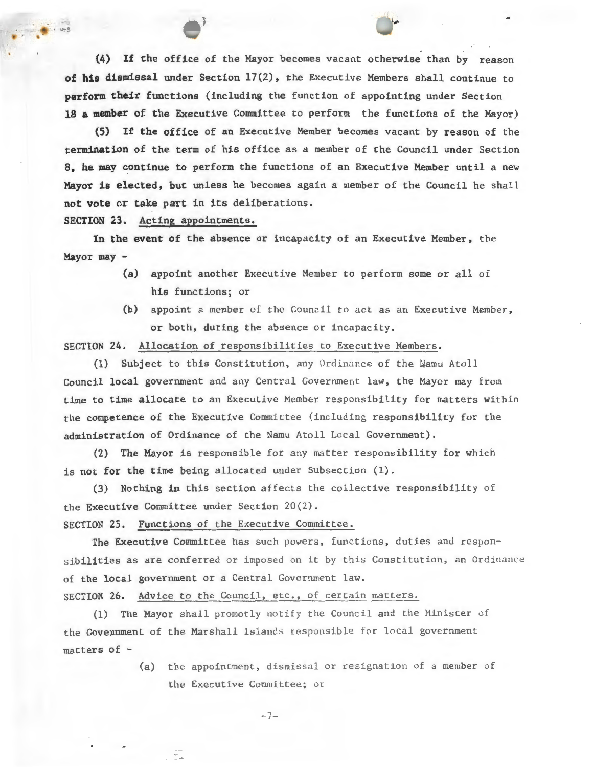(4) If the office of the Mayor becomes vacant otherwise than by reason of his dismissal under Section 17(2), the Executive Members shall continue to perform their functions (including the function of appointing under Section 18 a member of the Executive Committee to perform the functions of the Mayor)

(5) If the office of an Executive Member becomes vacant by reason of the termination of the term of his office as a member of the Council under Section 8, he may continue to perform the functions of an Executive Member until a new Mayor is elected, but unless he becomes again a member of the Council he shall not vote or take part in its deliberations.

SECTION 23. Acting appointments.

In the event of the absence or incapacity of an Executive Member, the Mayor may -

- (a) appoint another Executive Member to perform some or all of his functions; or
- (b) appoint a member of the Council to act as an Executive Member, or both, during the absence or incapacity.

SECTION 24. Allocation of responsibilities to Executive Members.

(1) Subject to this Constitution, any Ordinance of the Namu Atoll Council local government and any Central Government law, the Mayor may from time to time allocate to an Executive Member responsibility for matters within the competence of the Executive Committee (including responsibility for the administration of Ordinance of the Namu Atoll Local Government).

(2) The Mayor is responsible for any matter responsibility for which is not for the time being allocated under Subsection (1).

(3) Nothing in this section affects the collective responsibility of the Executive Committee under Section 20(2).

SECTION 25. Functions of the Executive Committee.

The Executive Committee has such powers, functions, duties and responsibilities as are conferred or imposed on it by this Constitution, an Ordinance of the local government or a Central Government law.

SECTION 26. Advice to the Council, etc., of certain matters.

(1) The Mayor shall promotly notify the Council and the Minister of the Government of the Marshall Islands responsible for local government matters of -

- (a) the appointment, dismissal or resignation of a member of the Executive Committee; or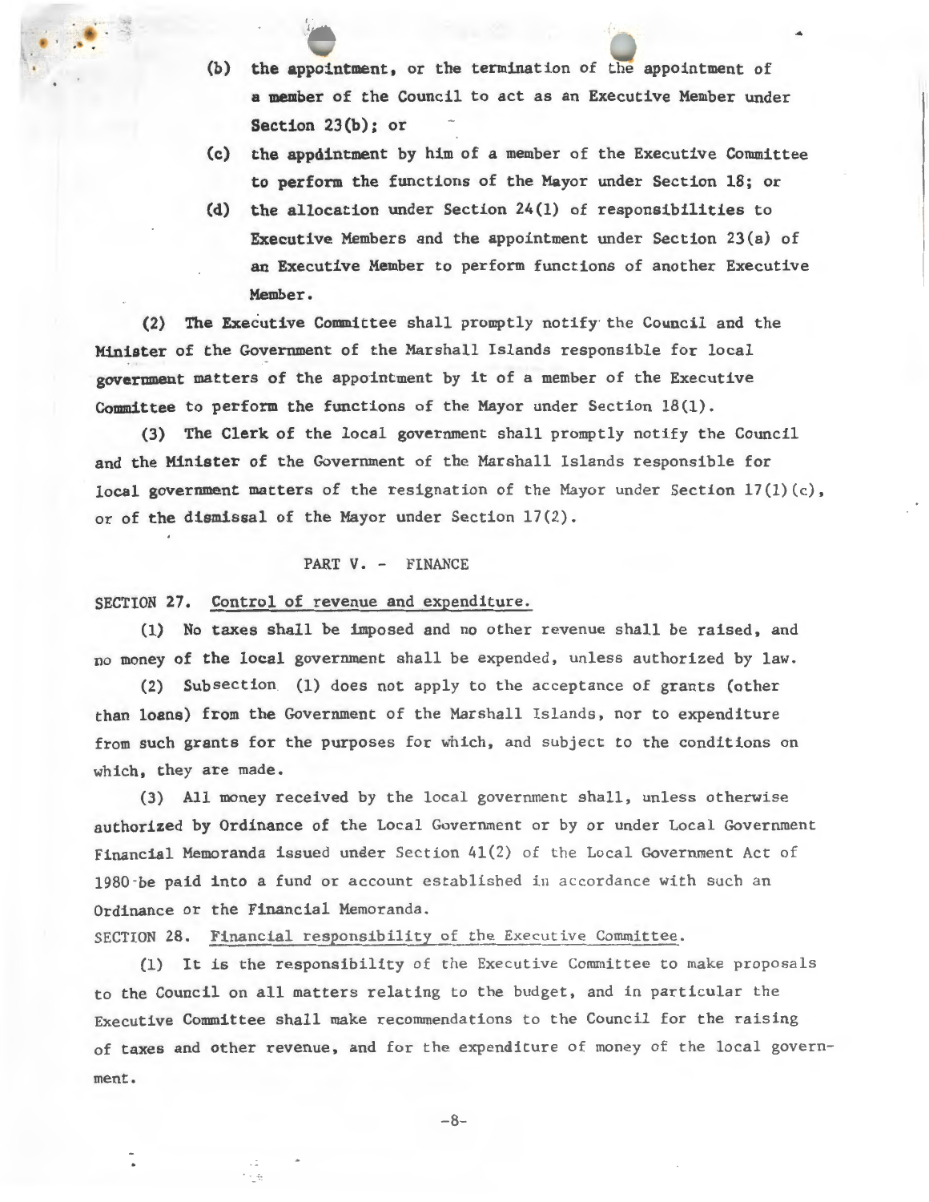(b) the appointment, or the termination of the appointment of a member of the Council to act as an Executive Member under Section 23(b); or

(c) the appointment by him of a member of the Executive Committee to perform the functions of the Mayor under Section 18; or

(d) the allocation under Section 24(1) of responsibilities to Executive Members and the appointment under Section 23(a) of an Executive Member to perform functions of another Executive Member.

(2) The Executive Committee shall promptly notify the Council and the Minister of the Government of the Marshall Islands responsible for local government matters of the appointment by it of a member of the Executive Committee to perform the functions of the Mayor under Section 18(1).

(3) The Clerk of the local government shall promptly notify the Council and the Minister of the Government of the Marshall Islands responsible for local government matters of the resignation of the Mayor under Section 17(1)(c), or of the dismissal of the Mayor under Section 17(2).

## PART V. - FINANCE

SECTION 27. Control of revenue and expenditure.

(1) No taxes shall be imposed and no other revenue shall be raised, and no money of the local government shall be expended, unless authorized by law.

(2) Subsection (1) does not apply to the acceptance of grants (other than loans) from the Government of the Marshall Islands, nor to expenditure from such grants for the purposes for which, and subject to the conditions on which, they are made.

(3) All money received by the local government shall, unless otherwise authorized by Ordinance of the Local Government or by or under Local Government Financial Memoranda issued under Section 41(2) of the Local Government Act of 1980 be paid into a fund or account established in accordance with such an Ordinance or the Financial Memoranda.

SECTION 28. Financial responsibility of the Executive Committee.

(1) It is the responsibility of the Executive Committee to make proposals to the Council on all matters relating to the budget, and in particular the Executive Committee shall make recommendations to the Council for the raising of taxes and other revenue, and for the expenditure of money of the local government.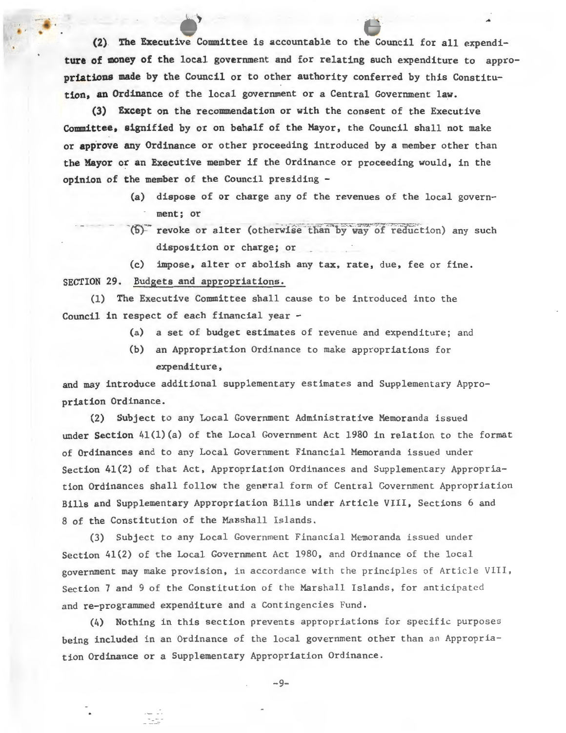(2) The Executive Committee is accountable to the Council for all expenditure of money of the local government and for relating such expenditure to appropriations made by the Council or to other authority conferred by this Constitution, an Ordinance of the local government or a Central Government law.

(3) Except on the recommendation or with the consent of the Executive Committee, signified by or on behalf of the Mayor, the Council shall not make or approve any Ordinance or other proceeding introduced by a member other than the Mayor or an Executive member if the Ordinance or proceeding would, in the opinion of the member of the Council presiding -

(a) dispose of or charge any of the revenues of the local government; or

(b) revoke or alter (otherwise than by way of reduction) any such disposition or charge; or

(c) impose, alter or abolish any tax, rate, due, fee or fine.

SECTION 29. Budgets and appropriations.

(1) The Executive Committee shall cause to be introduced into the Council in respect of each financial year -

(a) a set of budget estimates of revenue and expenditure; and

(b) an Appropriation Ordinance to make appropriations for expenditure,

and may introduce additional supplementary estimates and Supplementary Appropriation Ordinance.

(2) Subject to any Local Government Administrative Memoranda issued under Section 41(1)(a) of the Local Government Act 1980 in relation to the format of Ordinances and to any Local Government Financial Memoranda issued under Section 41(2) of that Act, Appropriation Ordinances and Supplementary Appropriation Ordinances shall follow the general form of Central Government Appropriation Bills and Supplementary Appropriation Bills under Article VIII, Sections 6 and 8 of the Constitution of the Marshall Islands.

(3) Subject to any Local Government Financial Memoranda issued under Section 41(2) of the Local Government Act 1980, and Ordinance of the local government may make provision, in accordance with the principles of Article VIII, Section 7 and 9 of the Constitution of the Marshall Islands, for anticipated and re-programmed expenditure and a Contingencies Fund.

(4) Nothing in this section prevents appropriations for specific purposes being included in an Ordinance of the local government other than an Appropriation Ordinance or a Supplementary Appropriation Ordinance.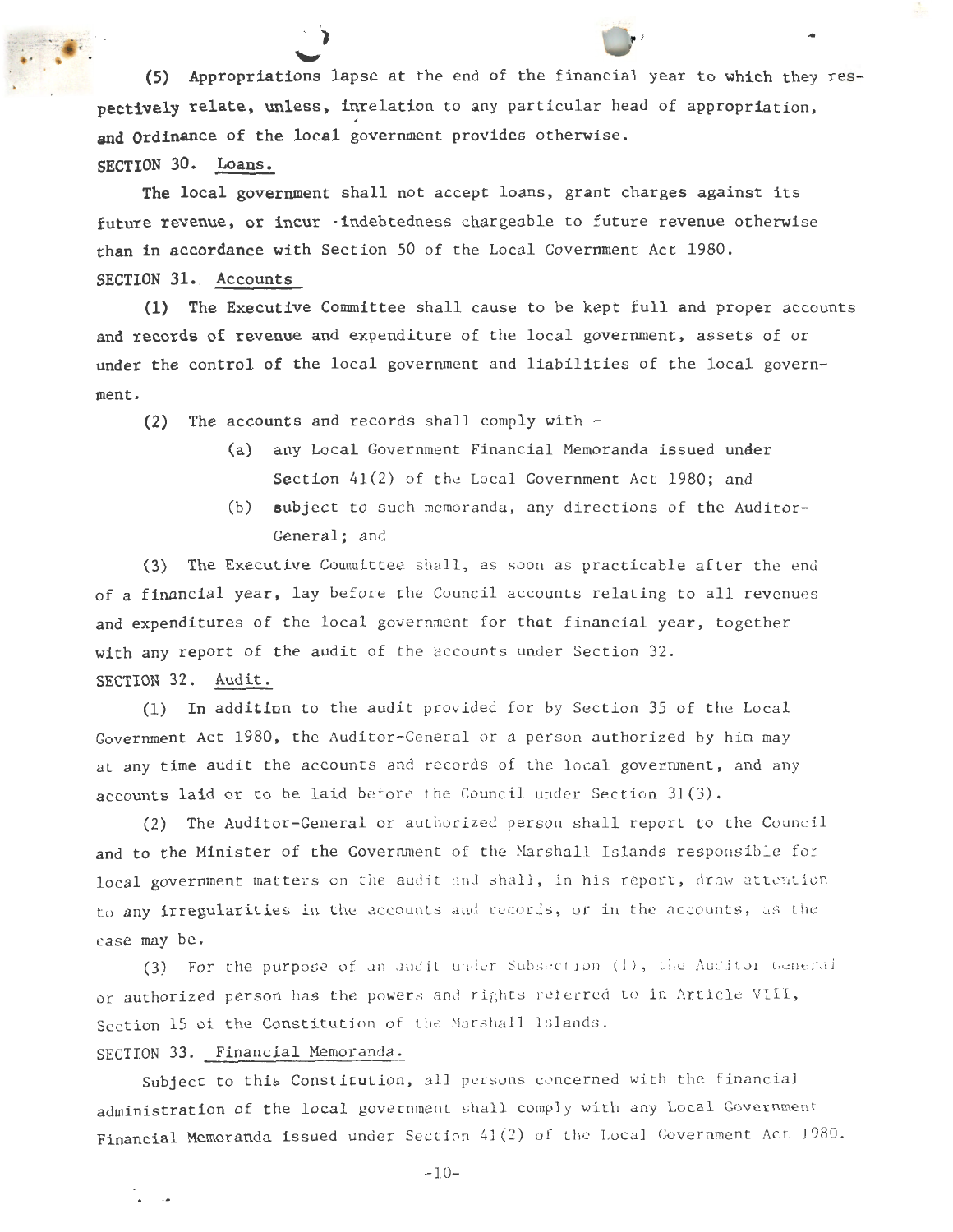(5) Appropriations lapse at the end of the financial year to which they respectively relate, unless, inrelation to any particular head of appropriation, and Ordinance of the local government provides otherwise.

SECTION 30. Loans.

The local government shall not accept loans, grant charges against its future revenue, or incur indebtedness chargeable to future revenue otherwise than in accordance with Section 50 of the Local Government Act 1980.

SECTION 31. Accounts

(1) The Executive Committee shall cause to be kept full and proper accounts and records of revenue and expenditure of the local government, assets of or under the control of the local government and liabilities of the local government.

(2) The accounts and records shall comply with -

(a) any Local Government Financial Memoranda issued under Section 41(2) of the Local Government Act 1980; and

(b) subject to such memoranda, any directions of the Auditor-General; and

(3) The Executive Committee shall, as soon as practicable after the end of a financial year, lay before the Council accounts relating to all revenues and expenditures of the local government for that financial year, together with any report of the audit of the accounts under Section 32.

SECTION 32. Audit.

(1) In addition to the audit provided for by Section 35 of the Local Government Act 1980, the Auditor-General or a person authorized by him may at any time audit the accounts and records of the local government, and any accounts laid or to be laid before the Council under Section 31(3).

(2) The Auditor-General or authorized person shall report to the Council and to the Minister of the Government of the Marshall Islands responsible for local government matters on the audit and shall, in his report, draw attention to any irregularities in the accounts and records, or in the accounts, as the case may be.

(3) For the purpose of an audit under Subsection (1), the Auditor General or authorized person has the powers and rights referred to in Article VIII, Section 15 of the Constitution of the Marshall Islands.

SECTION 33. Financial Memoranda.

Subject to this Constitution, all persons concerned with the financial administration of the local government shall comply with any Local Government Financial Memoranda issued under Section 41(2) of the Local Government Act 1980.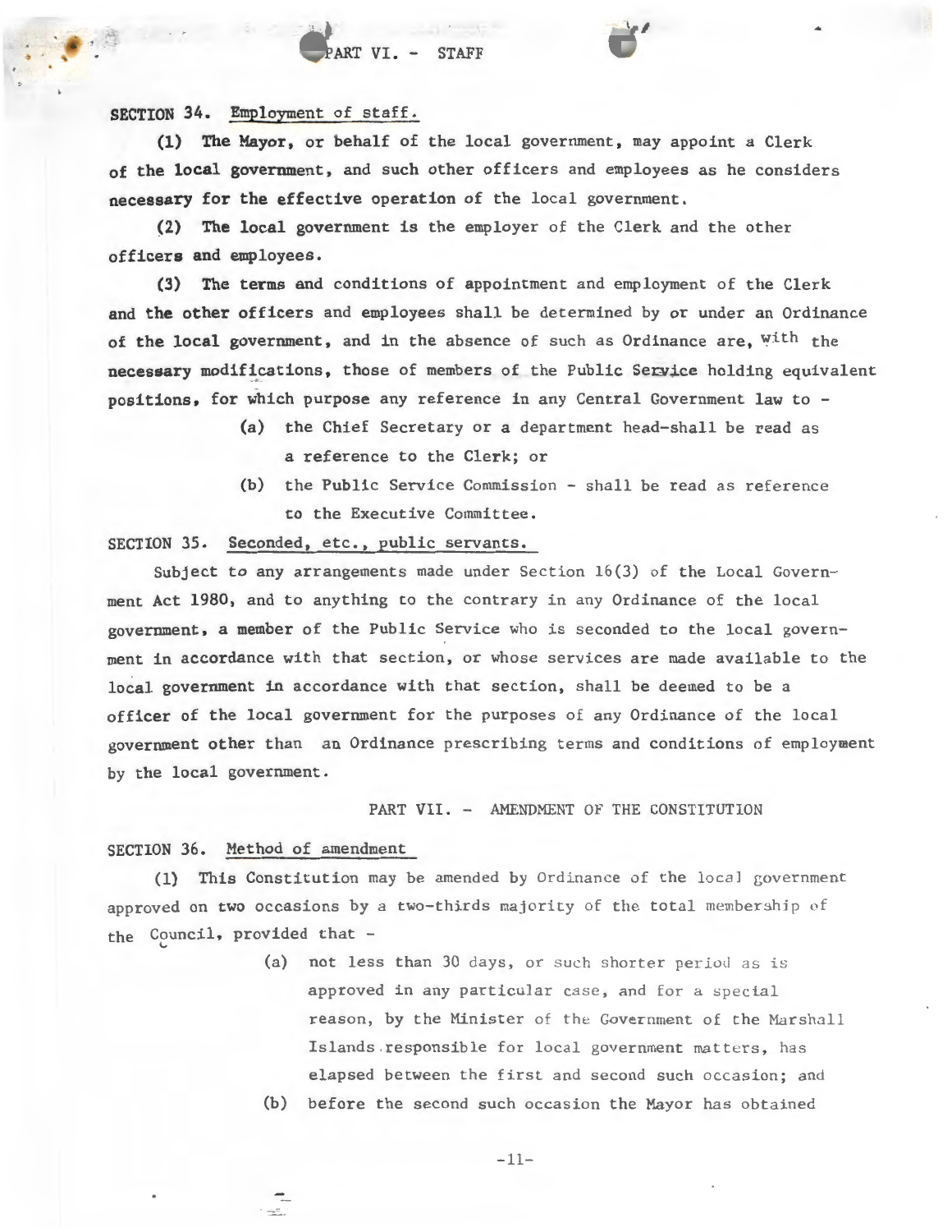## PART VI. - STAFF

SECTION 34. Employment of staff.

(1) The Mayor, or behalf of the local government, may appoint a Clerk of the local government, and such other officers and employees as he considers necessary for the effective operation of the local government.

(2) The local government is the employer of the Clerk and the other officers and employees.

(3) The terms and conditions of appointment and employment of the Clerk and the other officers and employees shall be determined by or under an Ordinance of the local government, and in the absence of such as Ordinance are, with the necessary modifications, those of members of the Public Service holding equivalent positions, for which purpose any reference in any Central Government law to -

(a) the Chief Secretary or a department head-shall be read as a reference to the Clerk; or

(b) the Public Service Commission - shall be read as reference to the Executive Committee.

SECTION 35. Seconded, etc., public servants.

Subject to any arrangements made under Section 16(3) of the Local Government Act 1980, and to anything to the contrary in any Ordinance of the local government, a member of the Public Service who is seconded to the local government in accordance with that section, or whose services are made available to the local government in accordance with that section, shall be deemed to be a officer of the local government for the purposes of any Ordinance of the local government other than an Ordinance prescribing terms and conditions of employment by the local government.

## PART VII. - AMENDMENT OF THE CONSTITUTION

SECTION 36. Method of amendment

(1) This Constitution may be amended by Ordinance of the local government approved on two occasions by a two-thirds majority of the total membership of the Council, provided that -

(a) not less than 30 days, or such shorter period as is approved in any particular case, and for a special reason, by the Minister of the Government of the Marshall Islands responsible for local government matters, has elapsed between the first and second such occasion; and

(b) before the second such occasion the Mayor has obtained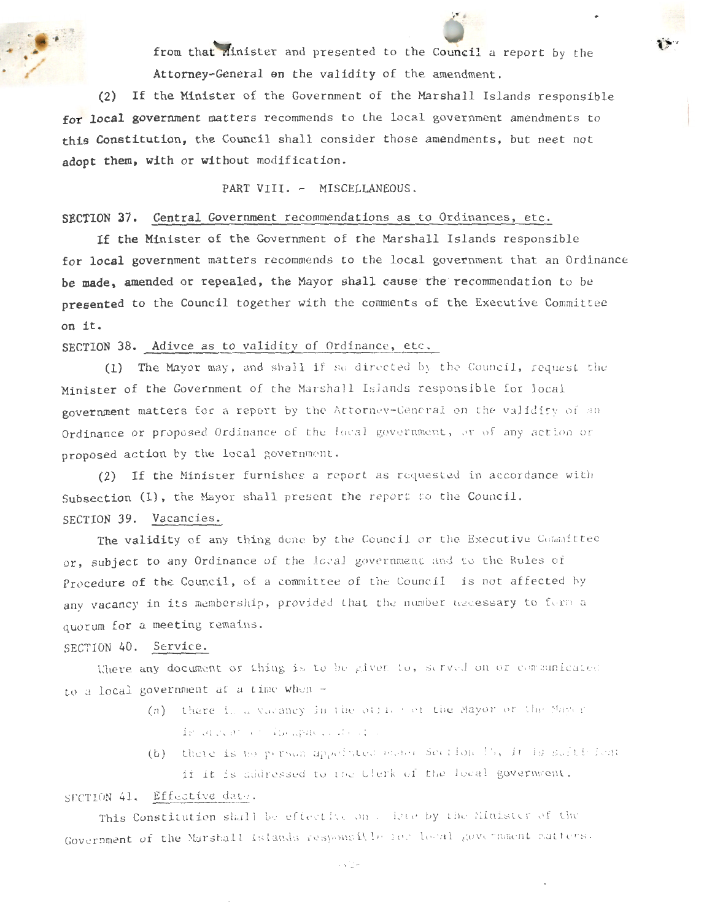from that Minister and presented to the Council a report by the Attorney-General on the validity of the amendment.

(2) If the Minister of the Government of the Marshall Islands responsible for local government matters recommends to the local government amendments to this Constitution, the Council shall consider those amendments, but neet not adopt them, with or without modification.

PART VIII. - MISCELLANEOUS.

SECTION 37. Central Government recommendations as to Ordinances, etc.

If the Minister of the Government of the Marshall Islands responsible for local government matters recommends to the local government that an Ordinance be made, amended or repealed, the Mayor shall cause the recommendation to be presented to the Council together with the comments of the Executive Committee on it.

SECTION 38. Adivce as to validity of Ordinance, etc.

(1) The Mayor may, and shall if so directed by the Council, request the Minister of the Government of the Marshall Islands responsible for local government matters for a report by the Attorney-General on the validity of an Ordinance or proposed Ordinance of the local government, or of any action or proposed action by the local government.

(2) If the Minister furnishes a report as requested in accordance with Subsection (1), the Mayor shall present the report to the Council.

SECTION 39. Vacancies.

The validity of any thing done by the Council or the Executive Committee or, subject to any Ordinance of the local government and to the Rules of Procedure of the Council, of a committee of the Council is not affected by any vacancy in its membership, provided that the number necessary to form a quorum for a meeting remains.

SECTION 40. Service.

Where any document or thing is to be given to, served on or communicated to a local government at a time when -

(a) there is a vacancy in the office of the Mayor or the Mayor is absent or incapacitated; or

(b) there is no person appointed under Section 15, it is sufficient if it is addressed to the Clerk of the local government.

SECTION 41. Effective date.

This Constitution shall be effective on a date by the Minister of the Government of the Marshall Islands responsible for local government matters.